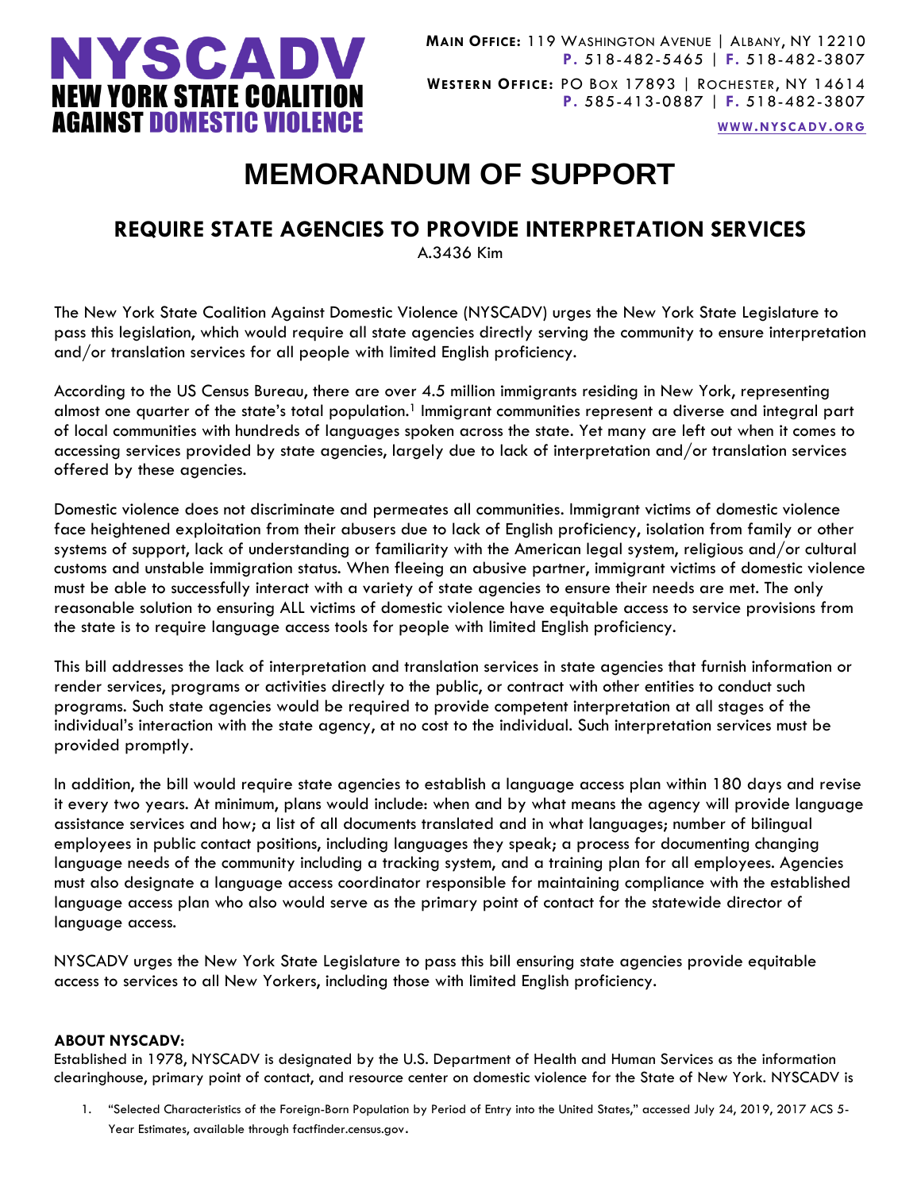**NYSCADV**
**NEW YORK STATE COALITION AGAINST DOMESTIC VIOLENCE**

**MAIN OFFICE:** 119 WASHINGTON AVENUE | ALBANY, NY 12210
**P.** 518-482-5465 | **F.** 518-482-3807

**WESTERN OFFICE:** PO BOX 17893 | ROCHESTER, NY 14614
**P.** 585-413-0887 | **F.** 518-482-3807

WWW.NYSCADV.ORG

# MEMORANDUM OF SUPPORT

## REQUIRE STATE AGENCIES TO PROVIDE INTERPRETATION SERVICES

A.3436 Kim

The New York State Coalition Against Domestic Violence (NYSCADV) urges the New York State Legislature to pass this legislation, which would require all state agencies directly serving the community to ensure interpretation and/or translation services for all people with limited English proficiency.

According to the US Census Bureau, there are over 4.5 million immigrants residing in New York, representing almost one quarter of the state's total population.[1] Immigrant communities represent a diverse and integral part of local communities with hundreds of languages spoken across the state. Yet many are left out when it comes to accessing services provided by state agencies, largely due to lack of interpretation and/or translation services offered by these agencies.

Domestic violence does not discriminate and permeates all communities. Immigrant victims of domestic violence face heightened exploitation from their abusers due to lack of English proficiency, isolation from family or other systems of support, lack of understanding or familiarity with the American legal system, religious and/or cultural customs and unstable immigration status. When fleeing an abusive partner, immigrant victims of domestic violence must be able to successfully interact with a variety of state agencies to ensure their needs are met. The only reasonable solution to ensuring ALL victims of domestic violence have equitable access to service provisions from the state is to require language access tools for people with limited English proficiency.

This bill addresses the lack of interpretation and translation services in state agencies that furnish information or render services, programs or activities directly to the public, or contract with other entities to conduct such programs. Such state agencies would be required to provide competent interpretation at all stages of the individual's interaction with the state agency, at no cost to the individual. Such interpretation services must be provided promptly.

In addition, the bill would require state agencies to establish a language access plan within 180 days and revise it every two years. At minimum, plans would include: when and by what means the agency will provide language assistance services and how; a list of all documents translated and in what languages; number of bilingual employees in public contact positions, including languages they speak; a process for documenting changing language needs of the community including a tracking system, and a training plan for all employees. Agencies must also designate a language access coordinator responsible for maintaining compliance with the established language access plan who also would serve as the primary point of contact for the statewide director of language access.

NYSCADV urges the New York State Legislature to pass this bill ensuring state agencies provide equitable access to services to all New Yorkers, including those with limited English proficiency.

**ABOUT NYSCADV:**
Established in 1978, NYSCADV is designated by the U.S. Department of Health and Human Services as the information clearinghouse, primary point of contact, and resource center on domestic violence for the State of New York. NYSCADV is

1. "Selected Characteristics of the Foreign-Born Population by Period of Entry into the United States," accessed July 24, 2019, 2017 ACS 5-Year Estimates, available through factfinder.census.gov.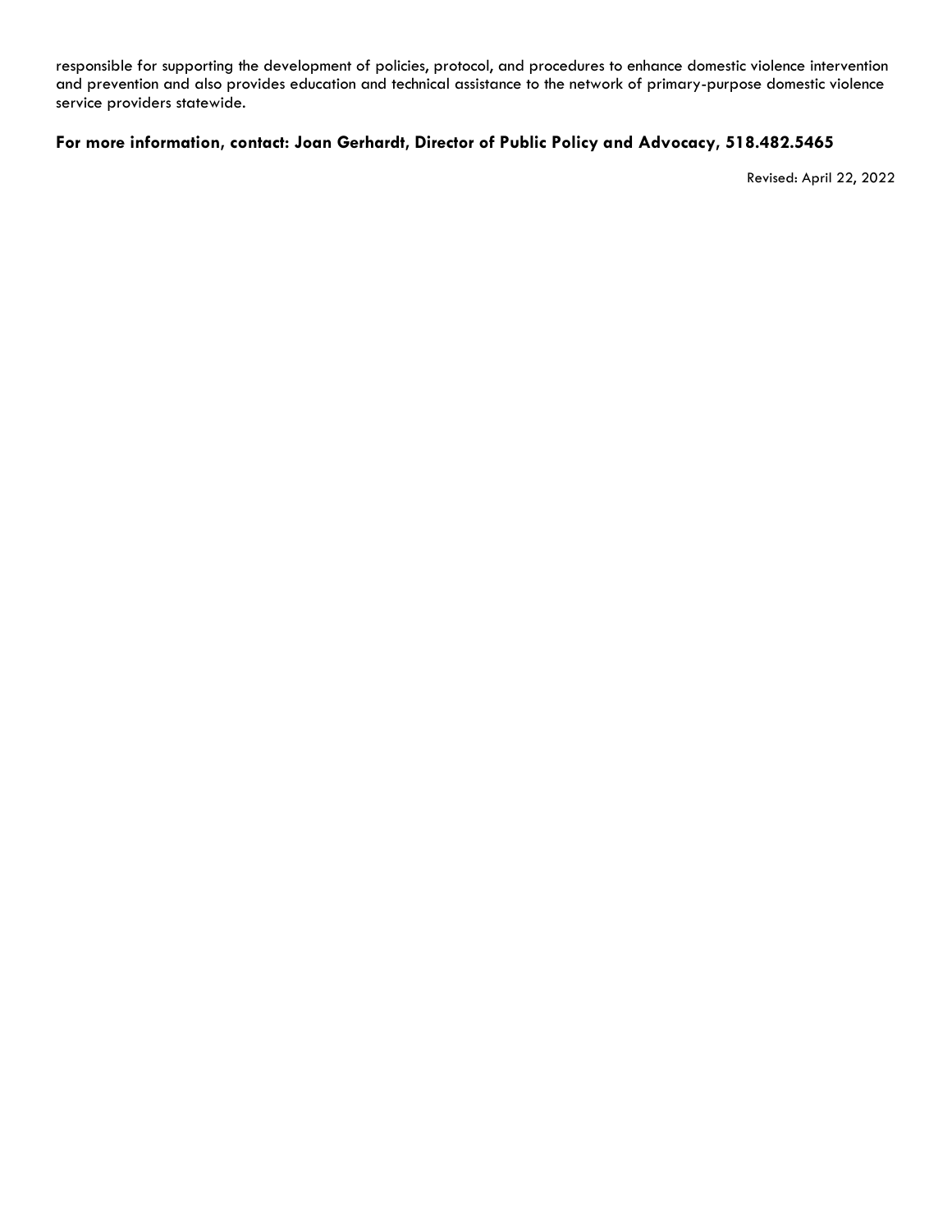responsible for supporting the development of policies, protocol, and procedures to enhance domestic violence intervention and prevention and also provides education and technical assistance to the network of primary-purpose domestic violence service providers statewide.

**For more information, contact: Joan Gerhardt, Director of Public Policy and Advocacy, 518.482.5465**

Revised: April 22, 2022